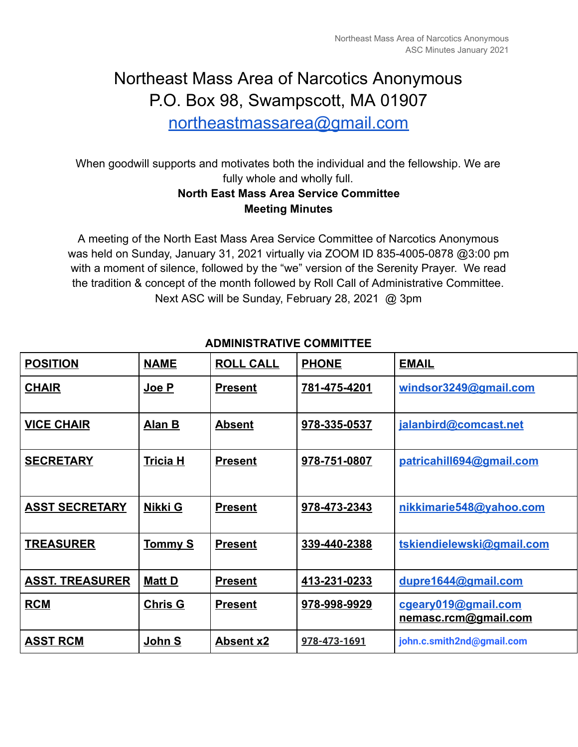# Northeast Mass Area of Narcotics Anonymous
# P.O. Box 98, Swampscott, MA 01907
# northeastmassarea@gmail.com

When goodwill supports and motivates both the individual and the fellowship. We are fully whole and wholly full.

**North East Mass Area Service Committee**
**Meeting Minutes**

A meeting of the North East Mass Area Service Committee of Narcotics Anonymous was held on Sunday, January 31, 2021 virtually via ZOOM ID 835-4005-0878 @3:00 pm with a moment of silence, followed by the "we" version of the Serenity Prayer. We read the tradition & concept of the month followed by Roll Call of Administrative Committee. Next ASC will be Sunday, February 28, 2021 @ 3pm

**ADMINISTRATIVE COMMITTEE**

| POSITION | NAME | ROLL CALL | PHONE | EMAIL |
|---|---|---|---|---|
| CHAIR | Joe P | Present | 781-475-4201 | windsor3249@gmail.com |
| VICE CHAIR | Alan B | Absent | 978-335-0537 | jalanbird@comcast.net |
| SECRETARY | Tricia H | Present | 978-751-0807 | patricahill694@gmail.com |
| ASST SECRETARY | Nikki G | Present | 978-473-2343 | nikkimarie548@yahoo.com |
| TREASURER | Tommy S | Present | 339-440-2388 | tskiendielewski@gmail.com |
| ASST. TREASURER | Matt D | Present | 413-231-0233 | dupre1644@gmail.com |
| RCM | Chris G | Present | 978-998-9929 | cgeary019@gmail.com nemasc.rcm@gmail.com |
| ASST RCM | John S | Absent x2 | 978-473-1691 | john.c.smith2nd@gmail.com |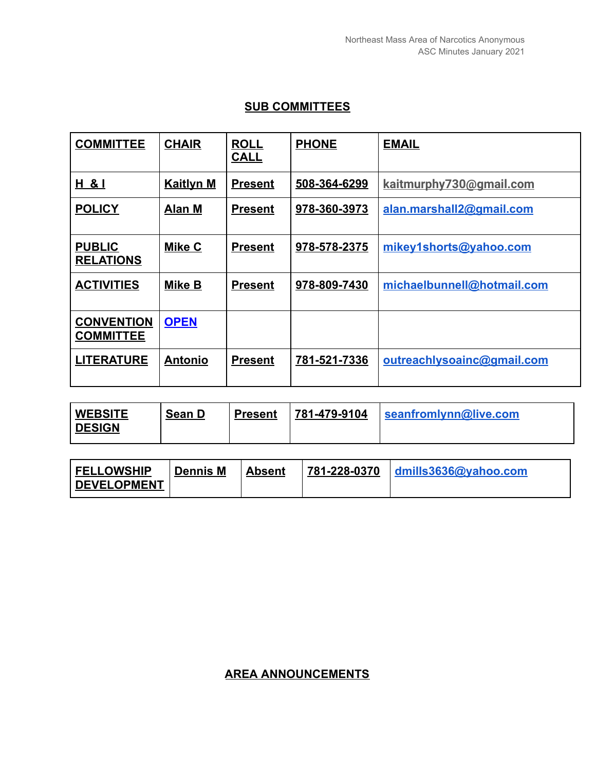## SUB COMMITTEES

| COMMITTEE | CHAIR | ROLL CALL | PHONE | EMAIL |
|---|---|---|---|---|
| H & I | Kaitlyn M | Present | 508-364-6299 | kaitmurphy730@gmail.com |
| POLICY | Alan M | Present | 978-360-3973 | alan.marshall2@gmail.com |
| PUBLIC RELATIONS | Mike C | Present | 978-578-2375 | mikey1shorts@yahoo.com |
| ACTIVITIES | Mike B | Present | 978-809-7430 | michaelbunnell@hotmail.com |
| CONVENTION COMMITTEE | OPEN | | | |
| LITERATURE | Antonio | Present | 781-521-7336 | outreachlysoainc@gmail.com |
| WEBSITE DESIGN | Sean D | Present | 781-479-9104 | seanfromlynn@live.com |
| FELLOWSHIP DEVELOPMENT | Dennis M | Absent | 781-228-0370 | dmills3636@yahoo.com |

## AREA ANNOUNCEMENTS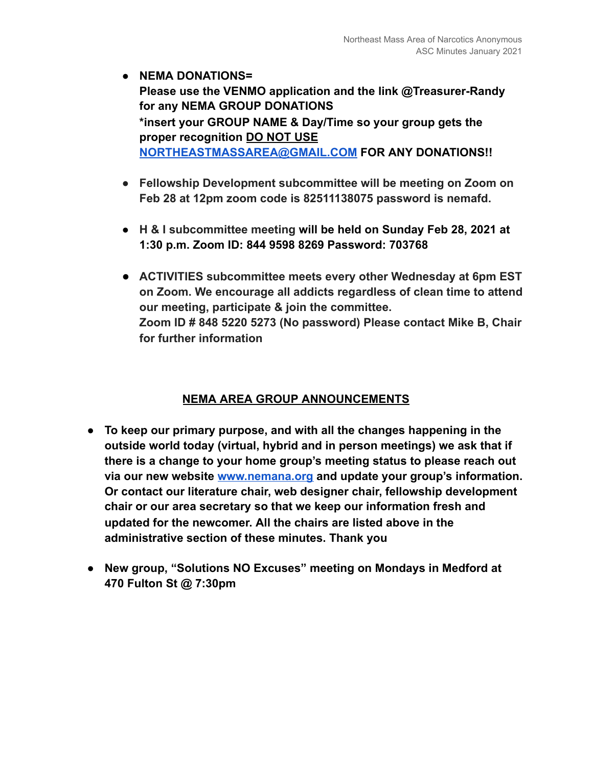- **NEMA DONATIONS=**
  **Please use the VENMO application and the link @Treasurer-Randy for any NEMA GROUP DONATIONS**
  **\*insert your GROUP NAME & Day/Time so your group gets the proper recognition <u>DO NOT USE</u> [NORTHEASTMASSAREA@GMAIL.COM](mailto:NORTHEASTMASSAREA@GMAIL.COM) FOR ANY DONATIONS!!**

- **Fellowship Development subcommittee will be meeting on Zoom on Feb 28 at 12pm zoom code is 82511138075 password is nemafd.**

- **H & I subcommittee meeting will be held on Sunday Feb 28, 2021 at 1:30 p.m. Zoom ID: 844 9598 8269 Password: 703768**

- **ACTIVITIES subcommittee meets every other Wednesday at 6pm EST on Zoom. We encourage all addicts regardless of clean time to attend our meeting, participate & join the committee.**
  **Zoom ID # 848 5220 5273 (No password) Please contact Mike B, Chair for further information**

## <u>NEMA AREA GROUP ANNOUNCEMENTS</u>

- **To keep our primary purpose, and with all the changes happening in the outside world today (virtual, hybrid and in person meetings) we ask that if there is a change to your home group's meeting status to please reach out via our new website [www.nemana.org](http://www.nemana.org) and update your group's information. Or contact our literature chair, web designer chair, fellowship development chair or our area secretary so that we keep our information fresh and updated for the newcomer. All the chairs are listed above in the administrative section of these minutes. Thank you**

- **New group, "Solutions NO Excuses" meeting on Mondays in Medford at 470 Fulton St @ 7:30pm**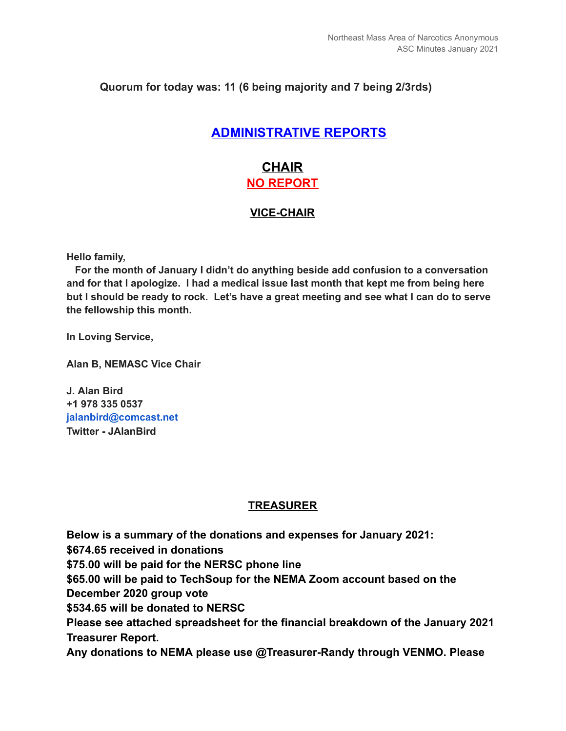**Quorum for today was: 11 (6 being majority and 7 being 2/3rds)**

## ADMINISTRATIVE REPORTS

### CHAIR

**NO REPORT**

### VICE-CHAIR

**Hello family,**

**For the month of January I didn't do anything beside add confusion to a conversation and for that I apologize. I had a medical issue last month that kept me from being here but I should be ready to rock. Let's have a great meeting and see what I can do to serve the fellowship this month.**

**In Loving Service,**

**Alan B, NEMASC Vice Chair**

**J. Alan Bird**
**+1 978 335 0537**
**jalanbird@comcast.net**
**Twitter - JAlanBird**

### TREASURER

**Below is a summary of the donations and expenses for January 2021:**
**$674.65 received in donations**
**$75.00 will be paid for the NERSC phone line**
**$65.00 will be paid to TechSoup for the NEMA Zoom account based on the December 2020 group vote**
**$534.65 will be donated to NERSC**
**Please see attached spreadsheet for the financial breakdown of the January 2021 Treasurer Report.**
**Any donations to NEMA please use @Treasurer-Randy through VENMO. Please**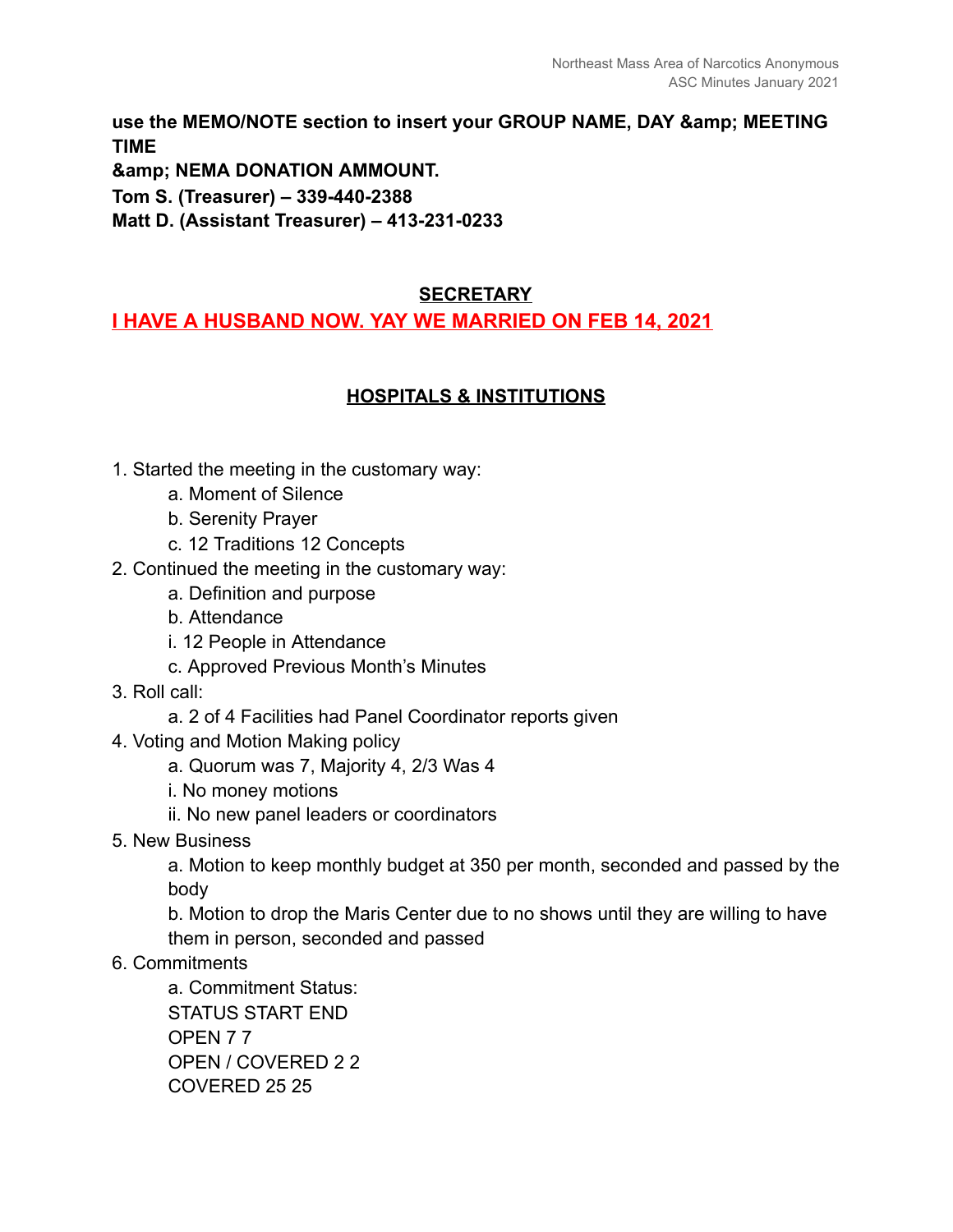**use the MEMO/NOTE section to insert your GROUP NAME, DAY &amp; MEETING TIME**
**&amp; NEMA DONATION AMMOUNT.**
**Tom S. (Treasurer) – 339-440-2388**
**Matt D. (Assistant Treasurer) – 413-231-0233**

## SECRETARY

**I HAVE A HUSBAND NOW. YAY WE MARRIED ON FEB 14, 2021**

## HOSPITALS & INSTITUTIONS

1. Started the meeting in the customary way:
   a. Moment of Silence
   b. Serenity Prayer
   c. 12 Traditions 12 Concepts
2. Continued the meeting in the customary way:
   a. Definition and purpose
   b. Attendance
   i. 12 People in Attendance
   c. Approved Previous Month's Minutes
3. Roll call:
   a. 2 of 4 Facilities had Panel Coordinator reports given
4. Voting and Motion Making policy
   a. Quorum was 7, Majority 4, 2/3 Was 4
   i. No money motions
   ii. No new panel leaders or coordinators
5. New Business
   a. Motion to keep monthly budget at 350 per month, seconded and passed by the body
   b. Motion to drop the Maris Center due to no shows until they are willing to have them in person, seconded and passed
6. Commitments
   a. Commitment Status:

| STATUS | START | END |
|---|---|---|
| OPEN | 7 | 7 |
| OPEN / COVERED | 2 | 2 |
| COVERED | 25 | 25 |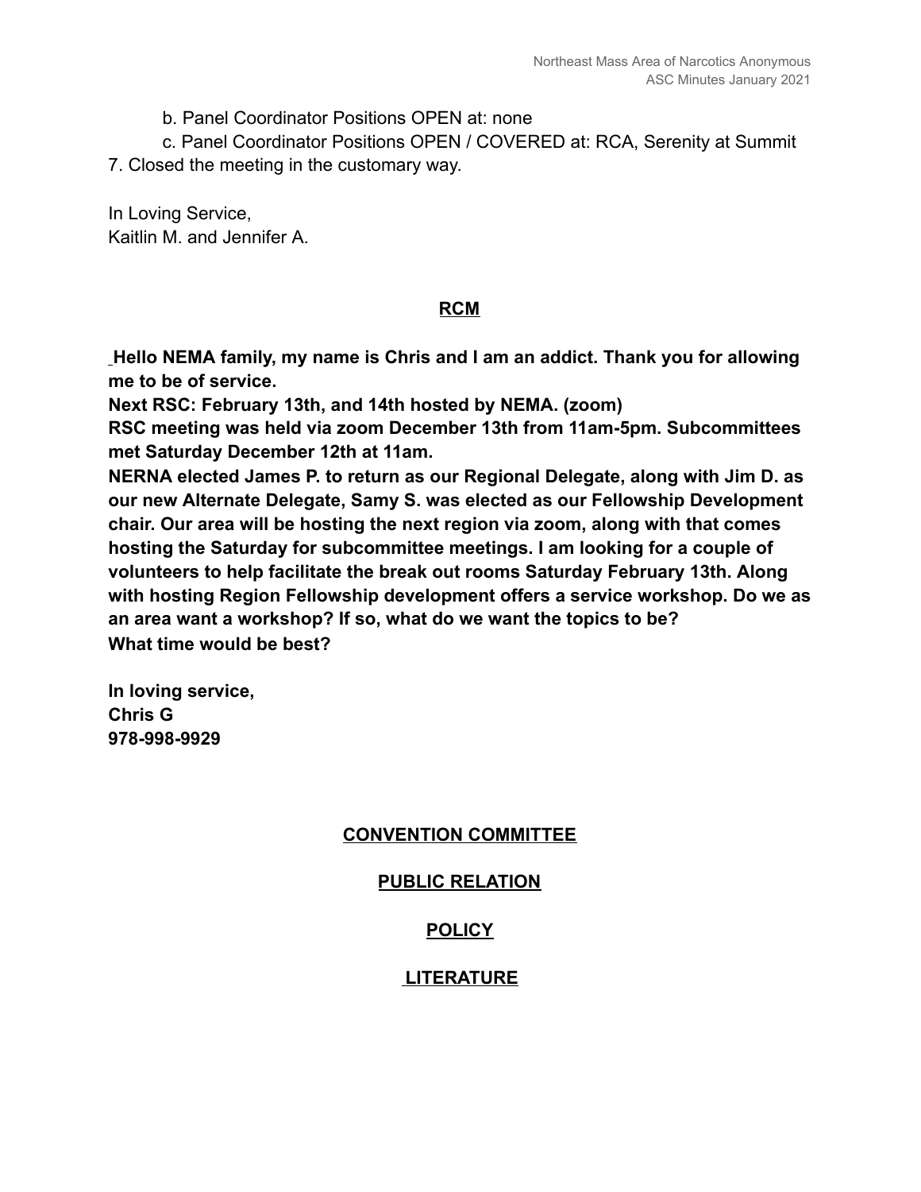b. Panel Coordinator Positions OPEN at: none

c. Panel Coordinator Positions OPEN / COVERED at: RCA, Serenity at Summit

7. Closed the meeting in the customary way.

In Loving Service,
Kaitlin M. and Jennifer A.

## RCM

**Hello NEMA family, my name is Chris and I am an addict. Thank you for allowing me to be of service.**
**Next RSC: February 13th, and 14th hosted by NEMA. (zoom)**
**RSC meeting was held via zoom December 13th from 11am-5pm. Subcommittees met Saturday December 12th at 11am.**
**NERNA elected James P. to return as our Regional Delegate, along with Jim D. as our new Alternate Delegate, Samy S. was elected as our Fellowship Development chair. Our area will be hosting the next region via zoom, along with that comes hosting the Saturday for subcommittee meetings. I am looking for a couple of volunteers to help facilitate the break out rooms Saturday February 13th. Along with hosting Region Fellowship development offers a service workshop. Do we as an area want a workshop? If so, what do we want the topics to be?**
**What time would be best?**

**In loving service,**
**Chris G**
**978-998-9929**

## CONVENTION COMMITTEE

## PUBLIC RELATION

## POLICY

## LITERATURE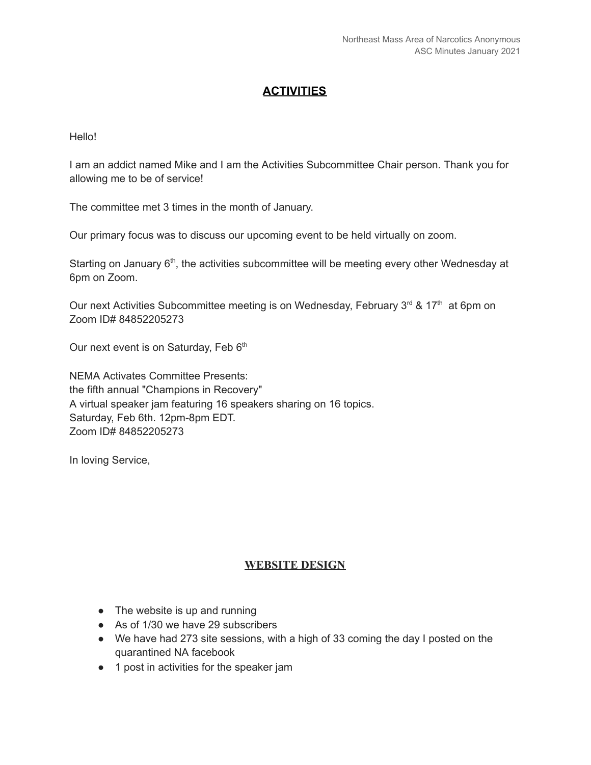## ACTIVITIES

Hello!

I am an addict named Mike and I am the Activities Subcommittee Chair person. Thank you for allowing me to be of service!

The committee met 3 times in the month of January.

Our primary focus was to discuss our upcoming event to be held virtually on zoom.

Starting on January 6th, the activities subcommittee will be meeting every other Wednesday at 6pm on Zoom.

Our next Activities Subcommittee meeting is on Wednesday, February 3rd & 17th at 6pm on Zoom ID# 84852205273

Our next event is on Saturday, Feb 6th

NEMA Activates Committee Presents:
the fifth annual "Champions in Recovery"
A virtual speaker jam featuring 16 speakers sharing on 16 topics.
Saturday, Feb 6th. 12pm-8pm EDT.
Zoom ID# 84852205273

In loving Service,

## WEBSITE DESIGN

- The website is up and running
- As of 1/30 we have 29 subscribers
- We have had 273 site sessions, with a high of 33 coming the day I posted on the quarantined NA facebook
- 1 post in activities for the speaker jam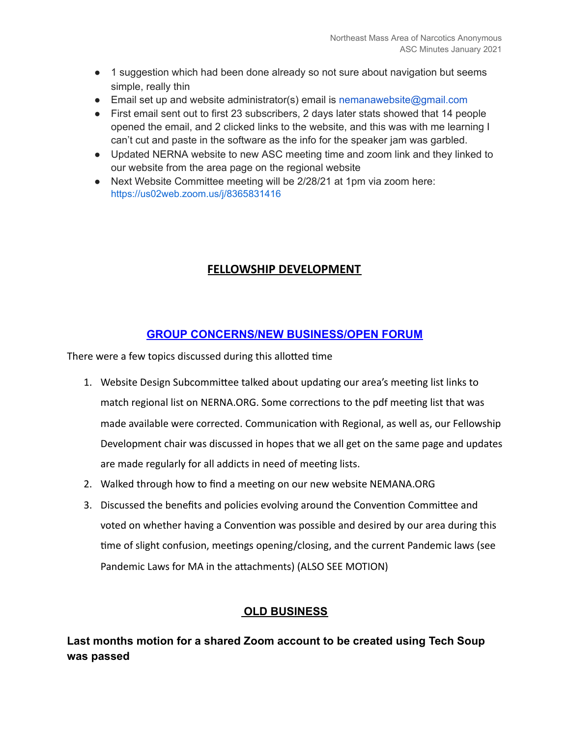- 1 suggestion which had been done already so not sure about navigation but seems simple, really thin
- Email set up and website administrator(s) email is nemanawebsite@gmail.com
- First email sent out to first 23 subscribers, 2 days later stats showed that 14 people opened the email, and 2 clicked links to the website, and this was with me learning I can't cut and paste in the software as the info for the speaker jam was garbled.
- Updated NERNA website to new ASC meeting time and zoom link and they linked to our website from the area page on the regional website
- Next Website Committee meeting will be 2/28/21 at 1pm via zoom here: https://us02web.zoom.us/j/8365831416

## FELLOWSHIP DEVELOPMENT

## GROUP CONCERNS/NEW BUSINESS/OPEN FORUM

There were a few topics discussed during this allotted time

1. Website Design Subcommittee talked about updating our area's meeting list links to match regional list on NERNA.ORG. Some corrections to the pdf meeting list that was made available were corrected. Communication with Regional, as well as, our Fellowship Development chair was discussed in hopes that we all get on the same page and updates are made regularly for all addicts in need of meeting lists.
2. Walked through how to find a meeting on our new website NEMANA.ORG
3. Discussed the benefits and policies evolving around the Convention Committee and voted on whether having a Convention was possible and desired by our area during this time of slight confusion, meetings opening/closing, and the current Pandemic laws (see Pandemic Laws for MA in the attachments) (ALSO SEE MOTION)

## OLD BUSINESS

**Last months motion for a shared Zoom account to be created using Tech Soup was passed**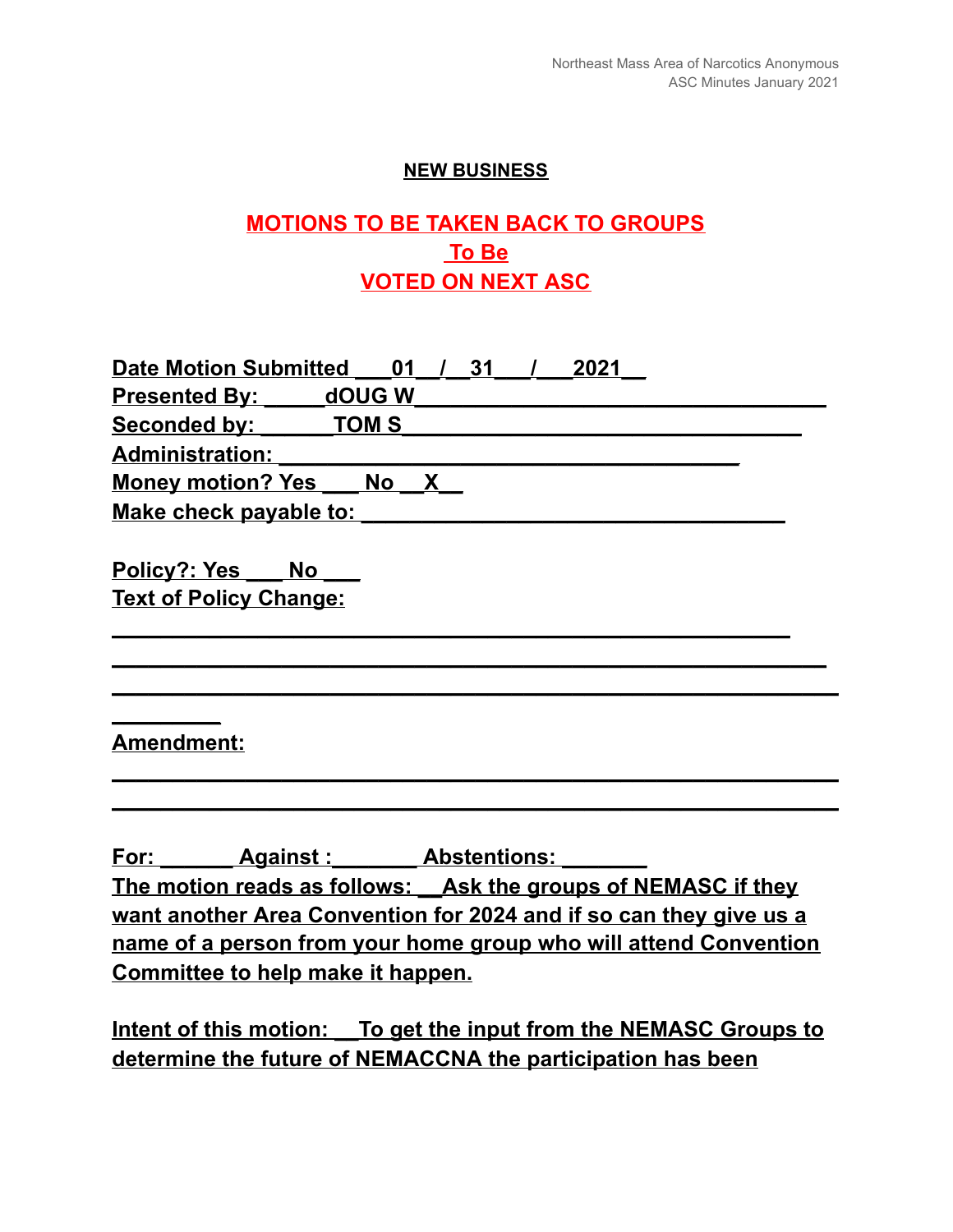**NEW BUSINESS**

## MOTIONS TO BE TAKEN BACK TO GROUPS
## To Be
## VOTED ON NEXT ASC

**Date Motion Submitted ___01__/__31___/___2021__**
**Presented By: _____dOUG W_________________________________**
**Seconded by: ______TOM S________________________________**
**Administration: _____________________________________**
**Money motion? Yes ___ No __X__**
**Make check payable to: __________________________________**

**Policy?: Yes ___ No ___**
**Text of Policy Change:**

**_______________________________________________________**
**_______________________________________________________**
**_______________________________________________________**
**_________**

**Amendment:**

**_______________________________________________________**
**_______________________________________________________**

**For: ______ Against :_______ Abstentions: _______**
**The motion reads as follows: __Ask the groups of NEMASC if they want another Area Convention for 2024 and if so can they give us a name of a person from your home group who will attend Convention Committee to help make it happen.**

**Intent of this motion: __To get the input from the NEMASC Groups to determine the future of NEMACCNA the participation has been**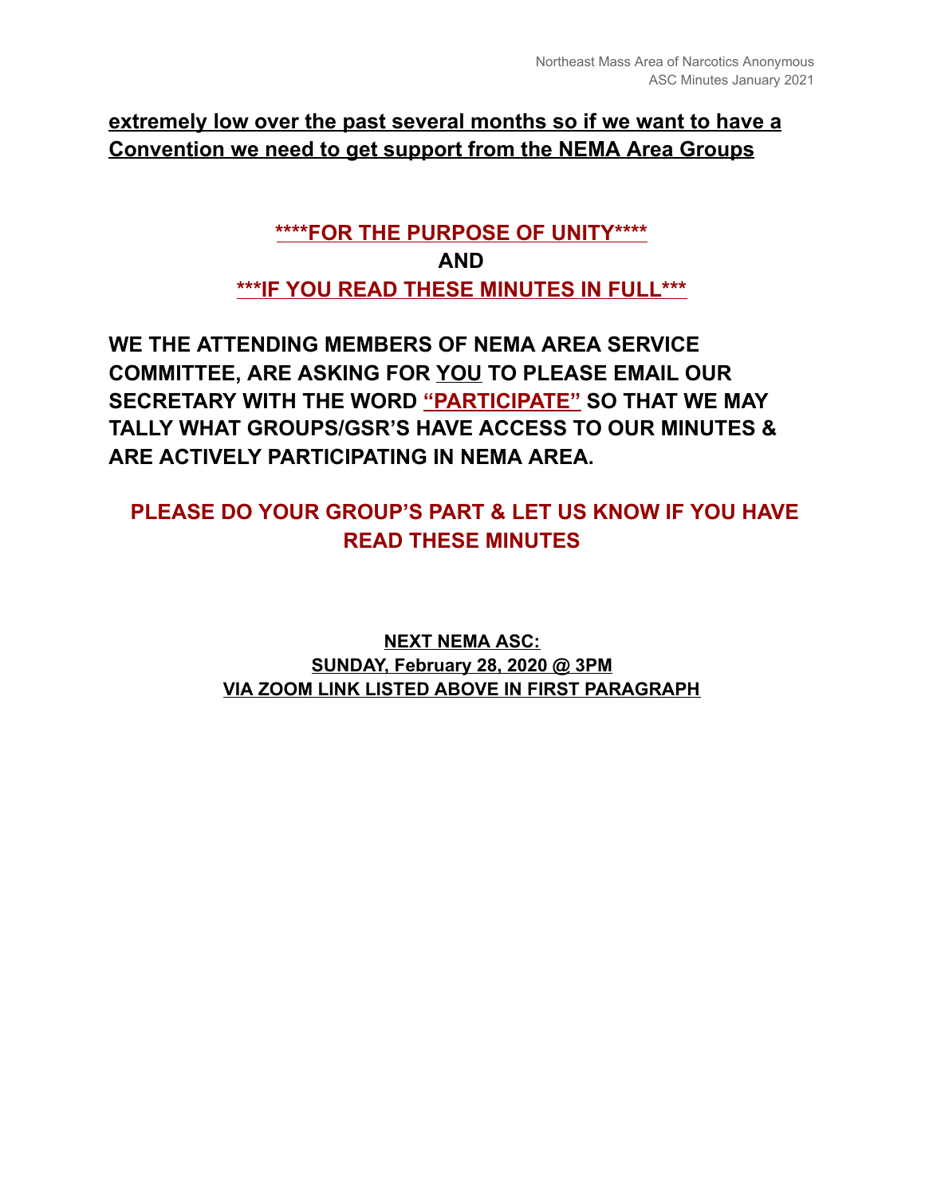**extremely low over the past several months so if we want to have a Convention we need to get support from the NEMA Area Groups**

**\*\*\*\*FOR THE PURPOSE OF UNITY\*\*\*\***

**AND**

**\*\*\*IF YOU READ THESE MINUTES IN FULL\*\*\***

**WE THE ATTENDING MEMBERS OF NEMA AREA SERVICE COMMITTEE, ARE ASKING FOR YOU TO PLEASE EMAIL OUR SECRETARY WITH THE WORD "PARTICIPATE" SO THAT WE MAY TALLY WHAT GROUPS/GSR'S HAVE ACCESS TO OUR MINUTES & ARE ACTIVELY PARTICIPATING IN NEMA AREA.**

**PLEASE DO YOUR GROUP'S PART & LET US KNOW IF YOU HAVE READ THESE MINUTES**

**NEXT NEMA ASC:**
**SUNDAY, February 28, 2020 @ 3PM**
**VIA ZOOM LINK LISTED ABOVE IN FIRST PARAGRAPH**